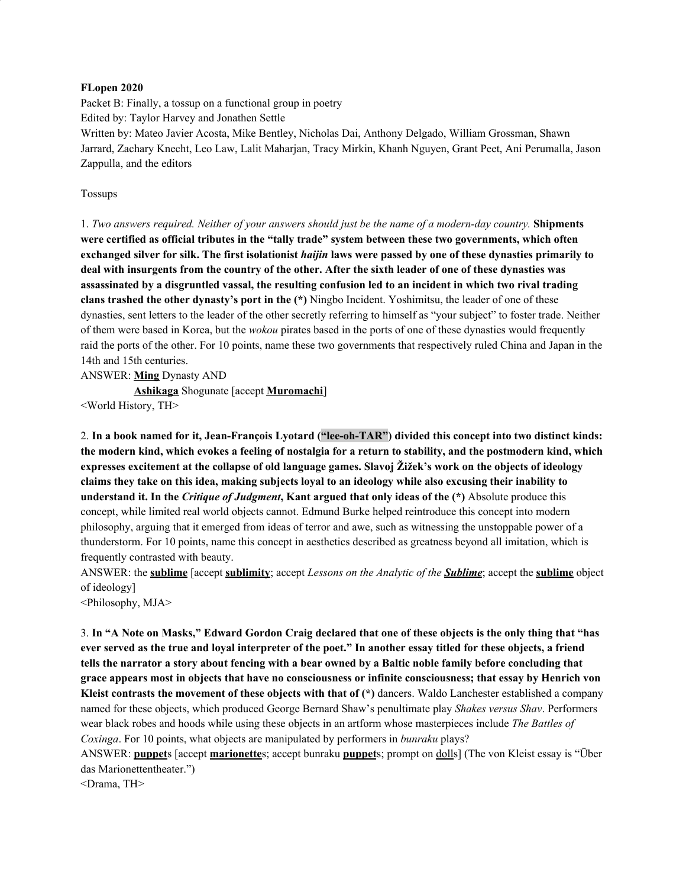**FLopen 2020**

Packet B: Finally, a tossup on a functional group in poetry

Edited by: Taylor Harvey and Jonathen Settle

Written by: Mateo Javier Acosta, Mike Bentley, Nicholas Dai, Anthony Delgado, William Grossman, Shawn Jarrard, Zachary Knecht, Leo Law, Lalit Maharjan, Tracy Mirkin, Khanh Nguyen, Grant Peet, Ani Perumalla, Jason Zappulla, and the editors

Tossups

1. *Two answers required. Neither of your answers should just be the name of a modern-day country.* **Shipments were certified as official tributes in the "tally trade" system between these two governments, which often exchanged silver for silk. The first isolationist *haijin* laws were passed by one of these dynasties primarily to deal with insurgents from the country of the other. After the sixth leader of one of these dynasties was assassinated by a disgruntled vassal, the resulting confusion led to an incident in which two rival trading clans trashed the other dynasty's port in the (\*)** Ningbo Incident. Yoshimitsu, the leader of one of these dynasties, sent letters to the leader of the other secretly referring to himself as "your subject" to foster trade. Neither of them were based in Korea, but the *wokou* pirates based in the ports of one of these dynasties would frequently raid the ports of the other. For 10 points, name these two governments that respectively ruled China and Japan in the 14th and 15th centuries.

ANSWER: **Ming** Dynasty AND
**Ashikaga** Shogunate [accept **Muromachi**]

<World History, TH>

2. **In a book named for it, Jean-François Lyotard ("lee-oh-TAR") divided this concept into two distinct kinds: the modern kind, which evokes a feeling of nostalgia for a return to stability, and the postmodern kind, which expresses excitement at the collapse of old language games. Slavoj Žižek's work on the objects of ideology claims they take on this idea, making subjects loyal to an ideology while also excusing their inability to understand it. In the *Critique of Judgment*, Kant argued that only ideas of the (\*)** Absolute produce this concept, while limited real world objects cannot. Edmund Burke helped reintroduce this concept into modern philosophy, arguing that it emerged from ideas of terror and awe, such as witnessing the unstoppable power of a thunderstorm. For 10 points, name this concept in aesthetics described as greatness beyond all imitation, which is frequently contrasted with beauty.

ANSWER: the **sublime** [accept **sublimity**; accept *Lessons on the Analytic of the **Sublime***; accept the **sublime** object of ideology]

<Philosophy, MJA>

3. **In "A Note on Masks," Edward Gordon Craig declared that one of these objects is the only thing that "has ever served as the true and loyal interpreter of the poet." In another essay titled for these objects, a friend tells the narrator a story about fencing with a bear owned by a Baltic noble family before concluding that grace appears most in objects that have no consciousness or infinite consciousness; that essay by Henrich von Kleist contrasts the movement of these objects with that of (\*)** dancers. Waldo Lanchester established a company named for these objects, which produced George Bernard Shaw's penultimate play *Shakes versus Shav*. Performers wear black robes and hoods while using these objects in an artform whose masterpieces include *The Battles of Coxinga*. For 10 points, what objects are manipulated by performers in *bunraku* plays?

ANSWER: **puppet**s [accept **marionette**s; accept bunraku **puppet**s; prompt on dolls] (The von Kleist essay is "Über das Marionettentheater.")

<Drama, TH>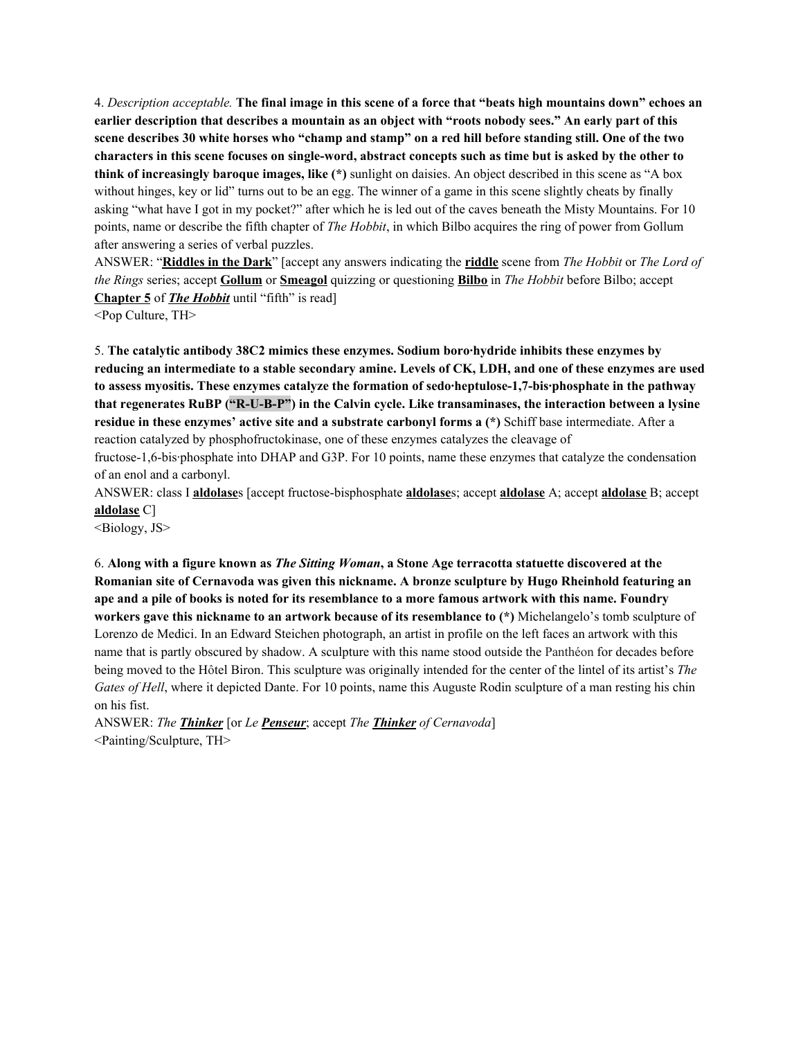4. *Description acceptable.* **The final image in this scene of a force that "beats high mountains down" echoes an earlier description that describes a mountain as an object with "roots nobody sees." An early part of this scene describes 30 white horses who "champ and stamp" on a red hill before standing still. One of the two characters in this scene focuses on single-word, abstract concepts such as time but is asked by the other to think of increasingly baroque images, like (*)** sunlight on daisies. An object described in this scene as "A box without hinges, key or lid" turns out to be an egg. The winner of a game in this scene slightly cheats by finally asking "what have I got in my pocket?" after which he is led out of the caves beneath the Misty Mountains. For 10 points, name or describe the fifth chapter of *The Hobbit*, in which Bilbo acquires the ring of power from Gollum after answering a series of verbal puzzles.

ANSWER: "**Riddles in the Dark**" [accept any answers indicating the **riddle** scene from *The Hobbit* or *The Lord of the Rings* series; accept **Gollum** or **Smeagol** quizzing or questioning **Bilbo** in *The Hobbit* before Bilbo; accept **Chapter 5** of ***The Hobbit*** until "fifth" is read]

<Pop Culture, TH>

5. **The catalytic antibody 38C2 mimics these enzymes. Sodium boro·hydride inhibits these enzymes by reducing an intermediate to a stable secondary amine. Levels of CK, LDH, and one of these enzymes are used to assess myositis. These enzymes catalyze the formation of sedo·heptulose-1,7-bis·phosphate in the pathway that regenerates RuBP ("R-U-B-P") in the Calvin cycle. Like transaminases, the interaction between a lysine residue in these enzymes' active site and a substrate carbonyl forms a (*)** Schiff base intermediate. After a reaction catalyzed by phosphofructokinase, one of these enzymes catalyzes the cleavage of fructose-1,6-bis·phosphate into DHAP and G3P. For 10 points, name these enzymes that catalyze the condensation of an enol and a carbonyl.

ANSWER: class I **aldolase**s [accept fructose-bisphosphate **aldolase**s; accept **aldolase** A; accept **aldolase** B; accept **aldolase** C]

<Biology, JS>

6. **Along with a figure known as *The Sitting Woman*, a Stone Age terracotta statuette discovered at the Romanian site of Cernavoda was given this nickname. A bronze sculpture by Hugo Rheinhold featuring an ape and a pile of books is noted for its resemblance to a more famous artwork with this name. Foundry workers gave this nickname to an artwork because of its resemblance to (*)** Michelangelo's tomb sculpture of Lorenzo de Medici. In an Edward Steichen photograph, an artist in profile on the left faces an artwork with this name that is partly obscured by shadow. A sculpture with this name stood outside the Panthéon for decades before being moved to the Hôtel Biron. This sculpture was originally intended for the center of the lintel of its artist's *The Gates of Hell*, where it depicted Dante. For 10 points, name this Auguste Rodin sculpture of a man resting his chin on his fist.

ANSWER: *The **Thinker*** [or *Le **Penseur***; accept *The **Thinker** of Cernavoda*]

<Painting/Sculpture, TH>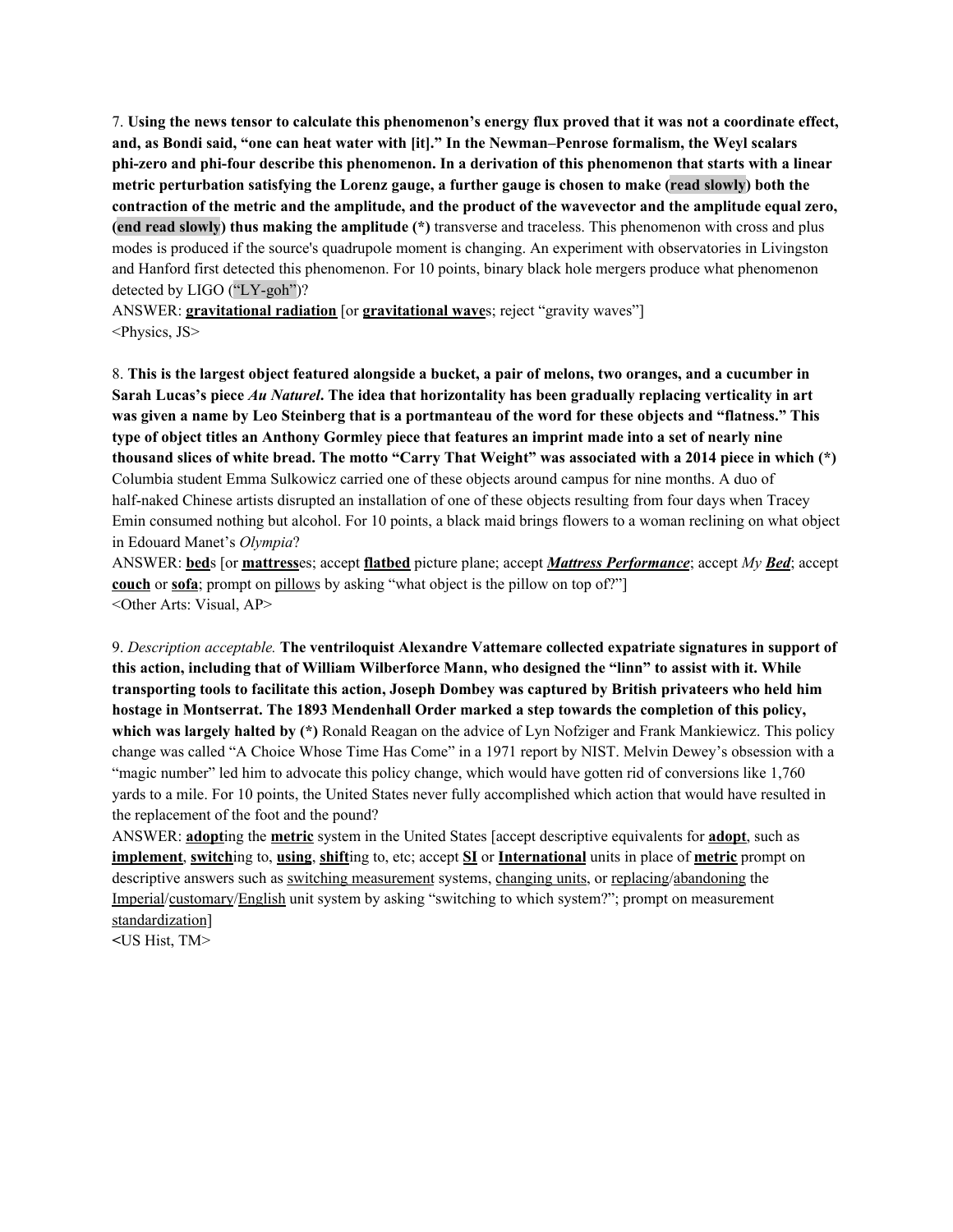7. **Using the news tensor to calculate this phenomenon's energy flux proved that it was not a coordinate effect, and, as Bondi said, "one can heat water with [it]." In the Newman–Penrose formalism, the Weyl scalars phi-zero and phi-four describe this phenomenon. In a derivation of this phenomenon that starts with a linear metric perturbation satisfying the Lorenz gauge, a further gauge is chosen to make (read slowly) both the contraction of the metric and the amplitude, and the product of the wavevector and the amplitude equal zero, (end read slowly) thus making the amplitude (*)** transverse and traceless. This phenomenon with cross and plus modes is produced if the source's quadrupole moment is changing. An experiment with observatories in Livingston and Hanford first detected this phenomenon. For 10 points, binary black hole mergers produce what phenomenon detected by LIGO ("LY-goh")?

ANSWER: **gravitational radiation** [or **gravitational wave**s; reject "gravity waves"]

<Physics, JS>

8. **This is the largest object featured alongside a bucket, a pair of melons, two oranges, and a cucumber in Sarah Lucas's piece *Au Naturel*. The idea that horizontality has been gradually replacing verticality in art was given a name by Leo Steinberg that is a portmanteau of the word for these objects and "flatness." This type of object titles an Anthony Gormley piece that features an imprint made into a set of nearly nine thousand slices of white bread. The motto "Carry That Weight" was associated with a 2014 piece in which (*)** Columbia student Emma Sulkowicz carried one of these objects around campus for nine months. A duo of half-naked Chinese artists disrupted an installation of one of these objects resulting from four days when Tracey Emin consumed nothing but alcohol. For 10 points, a black maid brings flowers to a woman reclining on what object in Edouard Manet's *Olympia*?

ANSWER: **bed**s [or **mattress**es; accept **flatbed** picture plane; accept ***Mattress Performance***; accept *My **Bed***; accept **couch** or **sofa**; prompt on pillows by asking "what object is the pillow on top of?"]

<Other Arts: Visual, AP>

9. *Description acceptable.* **The ventriloquist Alexandre Vattemare collected expatriate signatures in support of this action, including that of William Wilberforce Mann, who designed the "linn" to assist with it. While transporting tools to facilitate this action, Joseph Dombey was captured by British privateers who held him hostage in Montserrat. The 1893 Mendenhall Order marked a step towards the completion of this policy, which was largely halted by (*)** Ronald Reagan on the advice of Lyn Nofziger and Frank Mankiewicz. This policy change was called "A Choice Whose Time Has Come" in a 1971 report by NIST. Melvin Dewey's obsession with a "magic number" led him to advocate this policy change, which would have gotten rid of conversions like 1,760 yards to a mile. For 10 points, the United States never fully accomplished which action that would have resulted in the replacement of the foot and the pound?

ANSWER: **adopt**ing the **metric** system in the United States [accept descriptive equivalents for **adopt**, such as **implement**, **switch**ing to, **using**, **shift**ing to, etc; accept **SI** or **International** units in place of **metric** prompt on descriptive answers such as switching measurement systems, changing units, or replacing/abandoning the Imperial/customary/English unit system by asking "switching to which system?"; prompt on measurement standardization]

<US Hist, TM>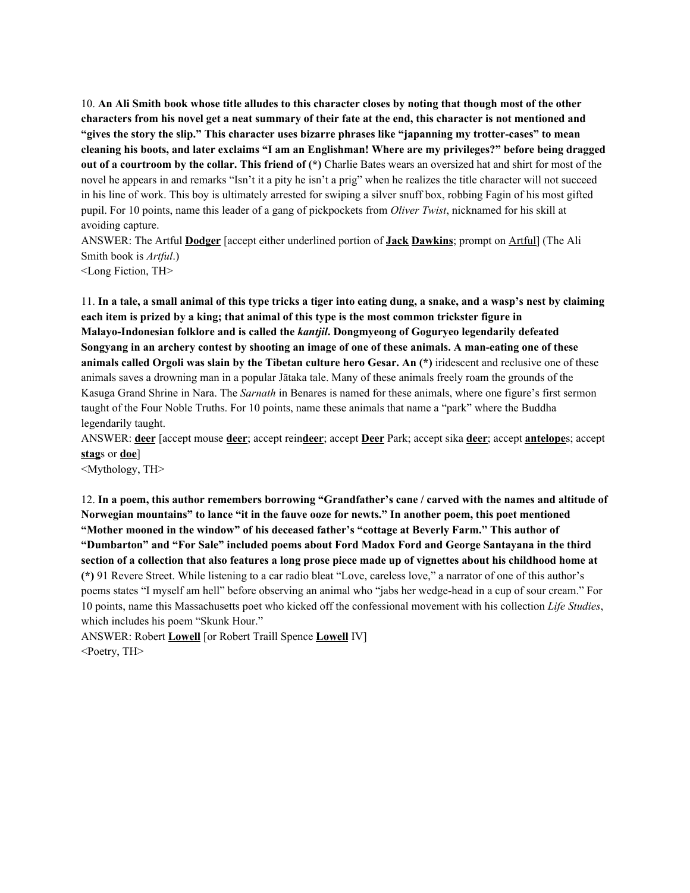10. **An Ali Smith book whose title alludes to this character closes by noting that though most of the other characters from his novel get a neat summary of their fate at the end, this character is not mentioned and "gives the story the slip." This character uses bizarre phrases like "japanning my trotter-cases" to mean cleaning his boots, and later exclaims "I am an Englishman! Where are my privileges?" before being dragged out of a courtroom by the collar. This friend of (*)** Charlie Bates wears an oversized hat and shirt for most of the novel he appears in and remarks "Isn't it a pity he isn't a prig" when he realizes the title character will not succeed in his line of work. This boy is ultimately arrested for swiping a silver snuff box, robbing Fagin of his most gifted pupil. For 10 points, name this leader of a gang of pickpockets from *Oliver Twist*, nicknamed for his skill at avoiding capture.

ANSWER: The Artful **Dodger** [accept either underlined portion of **Jack Dawkins**; prompt on Artful] (The Ali Smith book is *Artful*.)

<Long Fiction, TH>

11. **In a tale, a small animal of this type tricks a tiger into eating dung, a snake, and a wasp's nest by claiming each item is prized by a king; that animal of this type is the most common trickster figure in Malayo-Indonesian folklore and is called the *kantjil*. Dongmyeong of Goguryeo legendarily defeated Songyang in an archery contest by shooting an image of one of these animals. A man-eating one of these animals called Orgoli was slain by the Tibetan culture hero Gesar. An (*)** iridescent and reclusive one of these animals saves a drowning man in a popular Jātaka tale. Many of these animals freely roam the grounds of the Kasuga Grand Shrine in Nara. The *Sarnath* in Benares is named for these animals, where one figure's first sermon taught of the Four Noble Truths. For 10 points, name these animals that name a "park" where the Buddha legendarily taught.

ANSWER: **deer** [accept mouse **deer**; accept rein**deer**; accept **Deer** Park; accept sika **deer**; accept **antelope**s; accept **stag**s or **doe**]

<Mythology, TH>

12. **In a poem, this author remembers borrowing "Grandfather's cane / carved with the names and altitude of Norwegian mountains" to lance "it in the fauve ooze for newts." In another poem, this poet mentioned "Mother mooned in the window" of his deceased father's "cottage at Beverly Farm." This author of "Dumbarton" and "For Sale" included poems about Ford Madox Ford and George Santayana in the third section of a collection that also features a long prose piece made up of vignettes about his childhood home at (*)** 91 Revere Street. While listening to a car radio bleat "Love, careless love," a narrator of one of this author's poems states "I myself am hell" before observing an animal who "jabs her wedge-head in a cup of sour cream." For 10 points, name this Massachusetts poet who kicked off the confessional movement with his collection *Life Studies*, which includes his poem "Skunk Hour."

ANSWER: Robert **Lowell** [or Robert Traill Spence **Lowell** IV]

<Poetry, TH>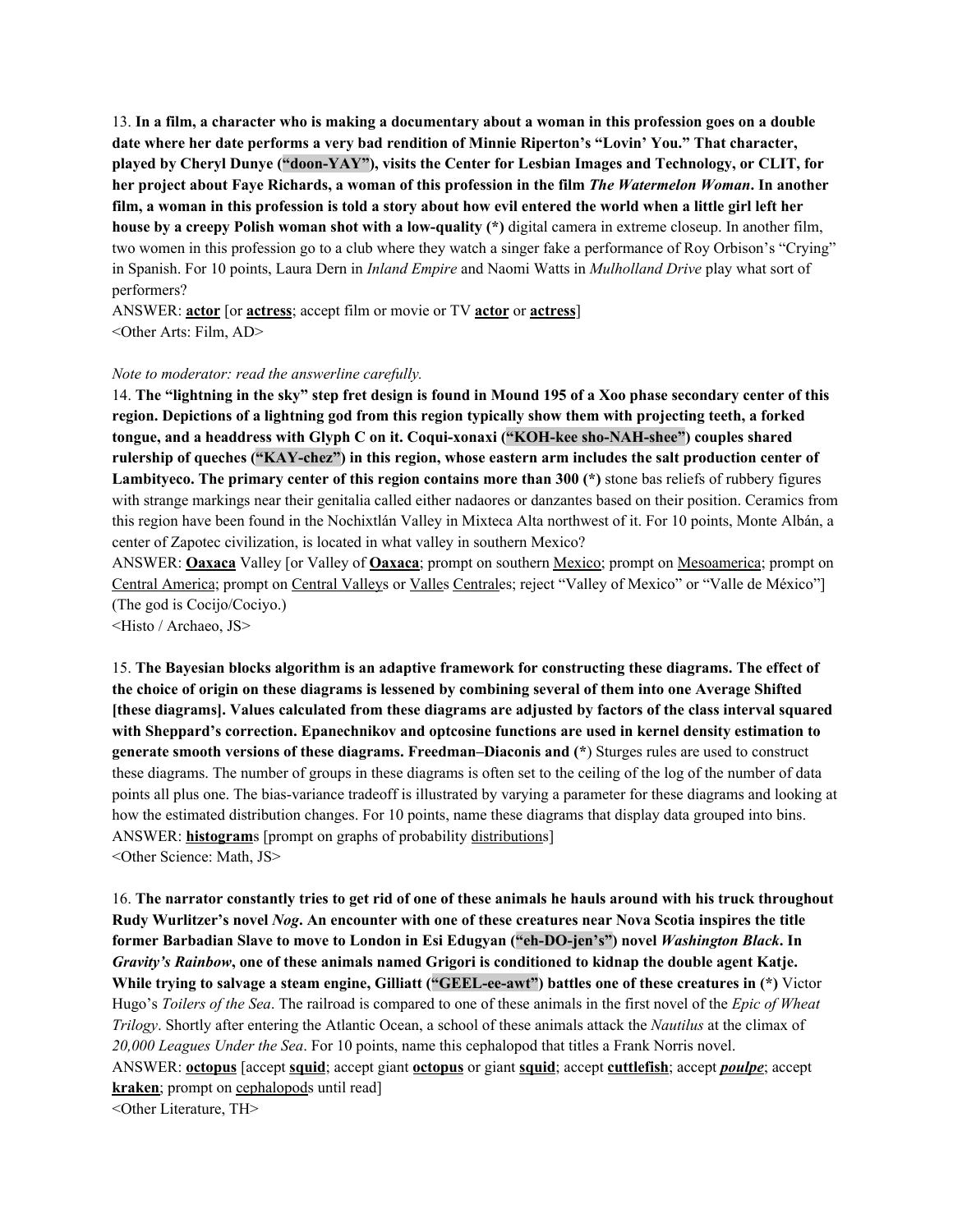13. **In a film, a character who is making a documentary about a woman in this profession goes on a double date where her date performs a very bad rendition of Minnie Riperton's "Lovin' You." That character, played by Cheryl Dunye ("doon-YAY"), visits the Center for Lesbian Images and Technology, or CLIT, for her project about Faye Richards, a woman of this profession in the film *The Watermelon Woman*. In another film, a woman in this profession is told a story about how evil entered the world when a little girl left her house by a creepy Polish woman shot with a low-quality (*)** digital camera in extreme closeup. In another film, two women in this profession go to a club where they watch a singer fake a performance of Roy Orbison's "Crying" in Spanish. For 10 points, Laura Dern in *Inland Empire* and Naomi Watts in *Mulholland Drive* play what sort of performers?

ANSWER: **actor** [or **actress**; accept film or movie or TV **actor** or **actress**]

<Other Arts: Film, AD>

*Note to moderator: read the answerline carefully.*

14. **The "lightning in the sky" step fret design is found in Mound 195 of a Xoo phase secondary center of this region. Depictions of a lightning god from this region typically show them with projecting teeth, a forked tongue, and a headdress with Glyph C on it. Coqui-xonaxi ("KOH-kee sho-NAH-shee") couples shared rulership of queches ("KAY-chez") in this region, whose eastern arm includes the salt production center of Lambityeco. The primary center of this region contains more than 300 (*)** stone bas reliefs of rubbery figures with strange markings near their genitalia called either nadaores or danzantes based on their position. Ceramics from this region have been found in the Nochixtlán Valley in Mixteca Alta northwest of it. For 10 points, Monte Albán, a center of Zapotec civilization, is located in what valley in southern Mexico?

ANSWER: **Oaxaca** Valley [or Valley of **Oaxaca**; prompt on southern Mexico; prompt on Mesoamerica; prompt on Central America; prompt on Central Valleys or Valles Centrales; reject "Valley of Mexico" or "Valle de México"] (The god is Cocijo/Cociyo.)

<Histo / Archaeo, JS>

15. **The Bayesian blocks algorithm is an adaptive framework for constructing these diagrams. The effect of the choice of origin on these diagrams is lessened by combining several of them into one Average Shifted [these diagrams]. Values calculated from these diagrams are adjusted by factors of the class interval squared with Sheppard's correction. Epanechnikov and optcosine functions are used in kernel density estimation to generate smooth versions of these diagrams. Freedman–Diaconis and (*)** Sturges rules are used to construct these diagrams. The number of groups in these diagrams is often set to the ceiling of the log of the number of data points all plus one. The bias-variance tradeoff is illustrated by varying a parameter for these diagrams and looking at how the estimated distribution changes. For 10 points, name these diagrams that display data grouped into bins.

ANSWER: **histogram**s [prompt on graphs of probability distributions]

<Other Science: Math, JS>

16. **The narrator constantly tries to get rid of one of these animals he hauls around with his truck throughout Rudy Wurlitzer's novel *Nog*. An encounter with one of these creatures near Nova Scotia inspires the title former Barbadian Slave to move to London in Esi Edugyan ("eh-DO-jen's") novel *Washington Black*. In *Gravity's Rainbow*, one of these animals named Grigori is conditioned to kidnap the double agent Katje. While trying to salvage a steam engine, Gilliatt ("GEEL-ee-awt") battles one of these creatures in (*)** Victor Hugo's *Toilers of the Sea*. The railroad is compared to one of these animals in the first novel of the *Epic of Wheat Trilogy*. Shortly after entering the Atlantic Ocean, a school of these animals attack the *Nautilus* at the climax of *20,000 Leagues Under the Sea*. For 10 points, name this cephalopod that titles a Frank Norris novel.

ANSWER: **octopus** [accept **squid**; accept giant **octopus** or giant **squid**; accept **cuttlefish**; accept ***poulpe***; accept **kraken**; prompt on cephalopods until read]

<Other Literature, TH>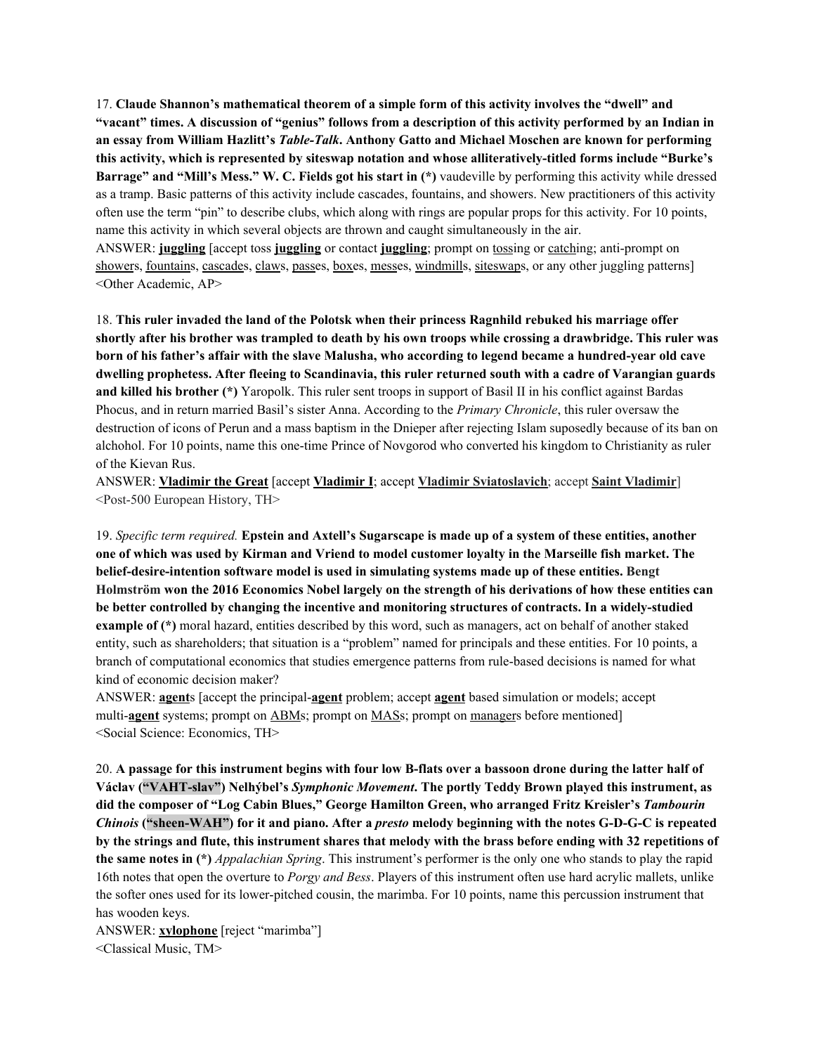17. **Claude Shannon's mathematical theorem of a simple form of this activity involves the "dwell" and "vacant" times. A discussion of "genius" follows from a description of this activity performed by an Indian in an essay from William Hazlitt's *Table-Talk*. Anthony Gatto and Michael Moschen are known for performing this activity, which is represented by siteswap notation and whose alliteratively-titled forms include "Burke's Barrage" and "Mill's Mess." W. C. Fields got his start in (\*)** vaudeville by performing this activity while dressed as a tramp. Basic patterns of this activity include cascades, fountains, and showers. New practitioners of this activity often use the term "pin" to describe clubs, which along with rings are popular props for this activity. For 10 points, name this activity in which several objects are thrown and caught simultaneously in the air.

ANSWER: **juggling** [accept toss **juggling** or contact **juggling**; prompt on tossing or catching; anti-prompt on showers, fountains, cascades, claws, passes, boxes, messes, windmills, siteswaps, or any other juggling patterns]
<Other Academic, AP>

18. **This ruler invaded the land of the Polotsk when their princess Ragnhild rebuked his marriage offer shortly after his brother was trampled to death by his own troops while crossing a drawbridge. This ruler was born of his father's affair with the slave Malusha, who according to legend became a hundred-year old cave dwelling prophetess. After fleeing to Scandinavia, this ruler returned south with a cadre of Varangian guards and killed his brother (\*)** Yaropolk. This ruler sent troops in support of Basil II in his conflict against Bardas Phocus, and in return married Basil's sister Anna. According to the *Primary Chronicle*, this ruler oversaw the destruction of icons of Perun and a mass baptism in the Dnieper after rejecting Islam suposedly because of its ban on alchohol. For 10 points, name this one-time Prince of Novgorod who converted his kingdom to Christianity as ruler of the Kievan Rus.

ANSWER: **Vladimir the Great** [accept **Vladimir I**; accept **Vladimir Sviatoslavich**; accept **Saint Vladimir**]
<Post-500 European History, TH>

19. *Specific term required.* **Epstein and Axtell's Sugarscape is made up of a system of these entities, another one of which was used by Kirman and Vriend to model customer loyalty in the Marseille fish market. The belief-desire-intention software model is used in simulating systems made up of these entities. Bengt Holmström won the 2016 Economics Nobel largely on the strength of his derivations of how these entities can be better controlled by changing the incentive and monitoring structures of contracts. In a widely-studied example of (\*)** moral hazard, entities described by this word, such as managers, act on behalf of another staked entity, such as shareholders; that situation is a "problem" named for principals and these entities. For 10 points, a branch of computational economics that studies emergence patterns from rule-based decisions is named for what kind of economic decision maker?

ANSWER: **agent**s [accept the principal-**agent** problem; accept **agent** based simulation or models; accept multi-**agent** systems; prompt on ABMs; prompt on MASs; prompt on managers before mentioned]
<Social Science: Economics, TH>

20. **A passage for this instrument begins with four low B-flats over a bassoon drone during the latter half of Václav ("VAHT-slav") Nelhýbel's *Symphonic Movement*. The portly Teddy Brown played this instrument, as did the composer of "Log Cabin Blues," George Hamilton Green, who arranged Fritz Kreisler's *Tambourin Chinois* ("sheen-WAH") for it and piano. After a *presto* melody beginning with the notes G-D-G-C is repeated by the strings and flute, this instrument shares that melody with the brass before ending with 32 repetitions of the same notes in (\*)** *Appalachian Spring*. This instrument's performer is the only one who stands to play the rapid 16th notes that open the overture to *Porgy and Bess*. Players of this instrument often use hard acrylic mallets, unlike the softer ones used for its lower-pitched cousin, the marimba. For 10 points, name this percussion instrument that has wooden keys.

ANSWER: **xylophone** [reject "marimba"]
<Classical Music, TM>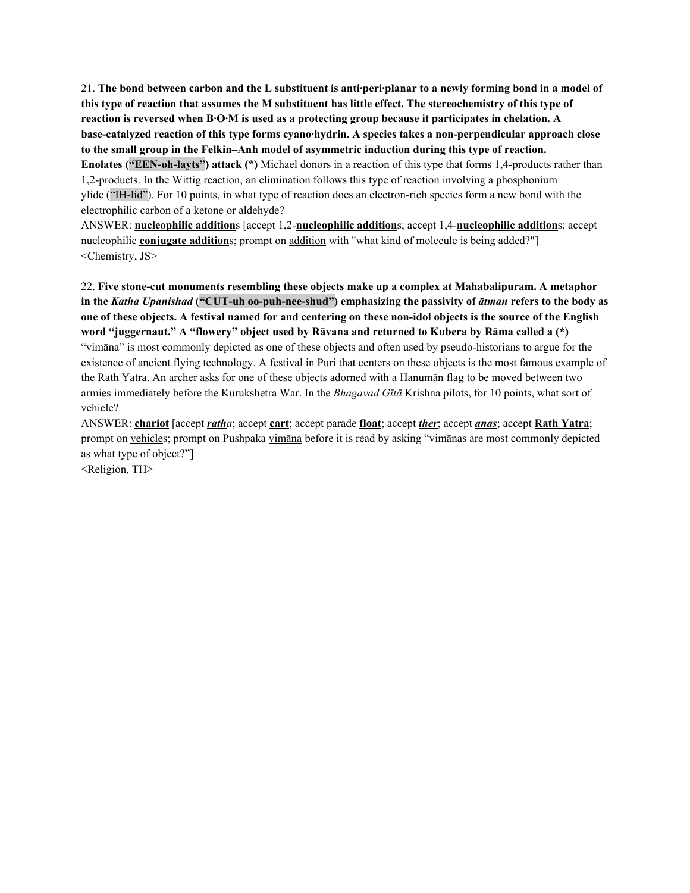21. **The bond between carbon and the L substituent is anti·peri·planar to a newly forming bond in a model of this type of reaction that assumes the M substituent has little effect. The stereochemistry of this type of reaction is reversed when B·O·M is used as a protecting group because it participates in chelation. A base-catalyzed reaction of this type forms cyano·hydrin. A species takes a non-perpendicular approach close to the small group in the Felkin–Anh model of asymmetric induction during this type of reaction. Enolates ("EEN-oh-layts") attack (*)** Michael donors in a reaction of this type that forms 1,4-products rather than 1,2-products. In the Wittig reaction, an elimination follows this type of reaction involving a phosphonium ylide ("IH-lid"). For 10 points, in what type of reaction does an electron-rich species form a new bond with the electrophilic carbon of a ketone or aldehyde?

ANSWER: **nucleophilic addition**s [accept 1,2-**nucleophilic addition**s; accept 1,4-**nucleophilic addition**s; accept nucleophilic **conjugate addition**s; prompt on addition with "what kind of molecule is being added?"]

<Chemistry, JS>

22. **Five stone-cut monuments resembling these objects make up a complex at Mahabalipuram. A metaphor in the *Katha Upanishad* ("CUT-uh oo-puh-nee-shud") emphasizing the passivity of *ātman* refers to the body as one of these objects. A festival named for and centering on these non-idol objects is the source of the English word "juggernaut." A "flowery" object used by Rāvana and returned to Kubera by Rāma called a (*)** "vimāna" is most commonly depicted as one of these objects and often used by pseudo-historians to argue for the existence of ancient flying technology. A festival in Puri that centers on these objects is the most famous example of the Rath Yatra. An archer asks for one of these objects adorned with a Hanumān flag to be moved between two armies immediately before the Kurukshetra War. In the *Bhagavad Gītā* Krishna pilots, for 10 points, what sort of vehicle?

ANSWER: **chariot** [accept ***rath****a*; accept **cart**; accept parade **float**; accept ***ther***; accept ***anas***; accept **Rath Yatra**; prompt on vehicles; prompt on Pushpaka vimāna before it is read by asking "vimānas are most commonly depicted as what type of object?"]

<Religion, TH>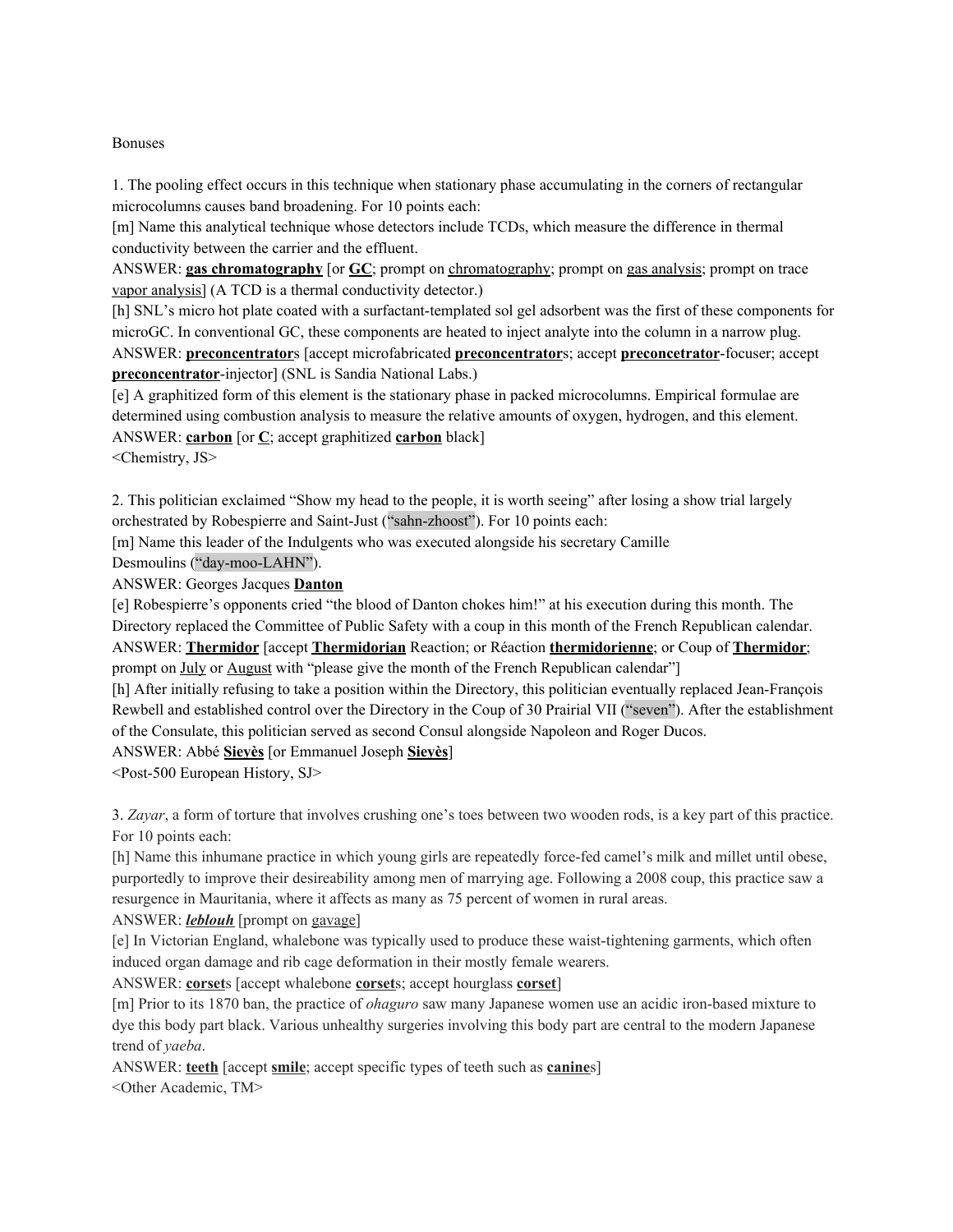Bonuses

1. The pooling effect occurs in this technique when stationary phase accumulating in the corners of rectangular microcolumns causes band broadening. For 10 points each:

[m] Name this analytical technique whose detectors include TCDs, which measure the difference in thermal conductivity between the carrier and the effluent.

ANSWER: **gas chromatography** [or **GC**; prompt on chromatography; prompt on gas analysis; prompt on trace vapor analysis] (A TCD is a thermal conductivity detector.)

[h] SNL's micro hot plate coated with a surfactant-templated sol gel adsorbent was the first of these components for microGC. In conventional GC, these components are heated to inject analyte into the column in a narrow plug.

ANSWER: **preconcentrator**s [accept microfabricated **preconcentrator**s; accept **preconcetrator**-focuser; accept **preconcentrator**-injector] (SNL is Sandia National Labs.)

[e] A graphitized form of this element is the stationary phase in packed microcolumns. Empirical formulae are determined using combustion analysis to measure the relative amounts of oxygen, hydrogen, and this element.

ANSWER: **carbon** [or **C**; accept graphitized **carbon** black]

<Chemistry, JS>

2. This politician exclaimed "Show my head to the people, it is worth seeing" after losing a show trial largely orchestrated by Robespierre and Saint-Just ("sahn-zhoost"). For 10 points each:

[m] Name this leader of the Indulgents who was executed alongside his secretary Camille Desmoulins ("day-moo-LAHN").

ANSWER: Georges Jacques **Danton**

[e] Robespierre's opponents cried "the blood of Danton chokes him!" at his execution during this month. The Directory replaced the Committee of Public Safety with a coup in this month of the French Republican calendar.

ANSWER: **Thermidor** [accept **Thermidorian** Reaction; or Réaction **thermidorienne**; or Coup of **Thermidor**; prompt on July or August with "please give the month of the French Republican calendar"]

[h] After initially refusing to take a position within the Directory, this politician eventually replaced Jean-François Rewbell and established control over the Directory in the Coup of 30 Prairial VII ("seven"). After the establishment of the Consulate, this politician served as second Consul alongside Napoleon and Roger Ducos.

ANSWER: Abbé **Sieyès** [or Emmanuel Joseph **Sieyès**]

<Post-500 European History, SJ>

3. *Zayar*, a form of torture that involves crushing one's toes between two wooden rods, is a key part of this practice. For 10 points each:

[h] Name this inhumane practice in which young girls are repeatedly force-fed camel's milk and millet until obese, purportedly to improve their desireability among men of marrying age. Following a 2008 coup, this practice saw a resurgence in Mauritania, where it affects as many as 75 percent of women in rural areas.

ANSWER: ***leblouh*** [prompt on gavage]

[e] In Victorian England, whalebone was typically used to produce these waist-tightening garments, which often induced organ damage and rib cage deformation in their mostly female wearers.

ANSWER: **corset**s [accept whalebone **corset**s; accept hourglass **corset**]

[m] Prior to its 1870 ban, the practice of *ohaguro* saw many Japanese women use an acidic iron-based mixture to dye this body part black. Various unhealthy surgeries involving this body part are central to the modern Japanese trend of *yaeba*.

ANSWER: **teeth** [accept **smile**; accept specific types of teeth such as **canine**s]

<Other Academic, TM>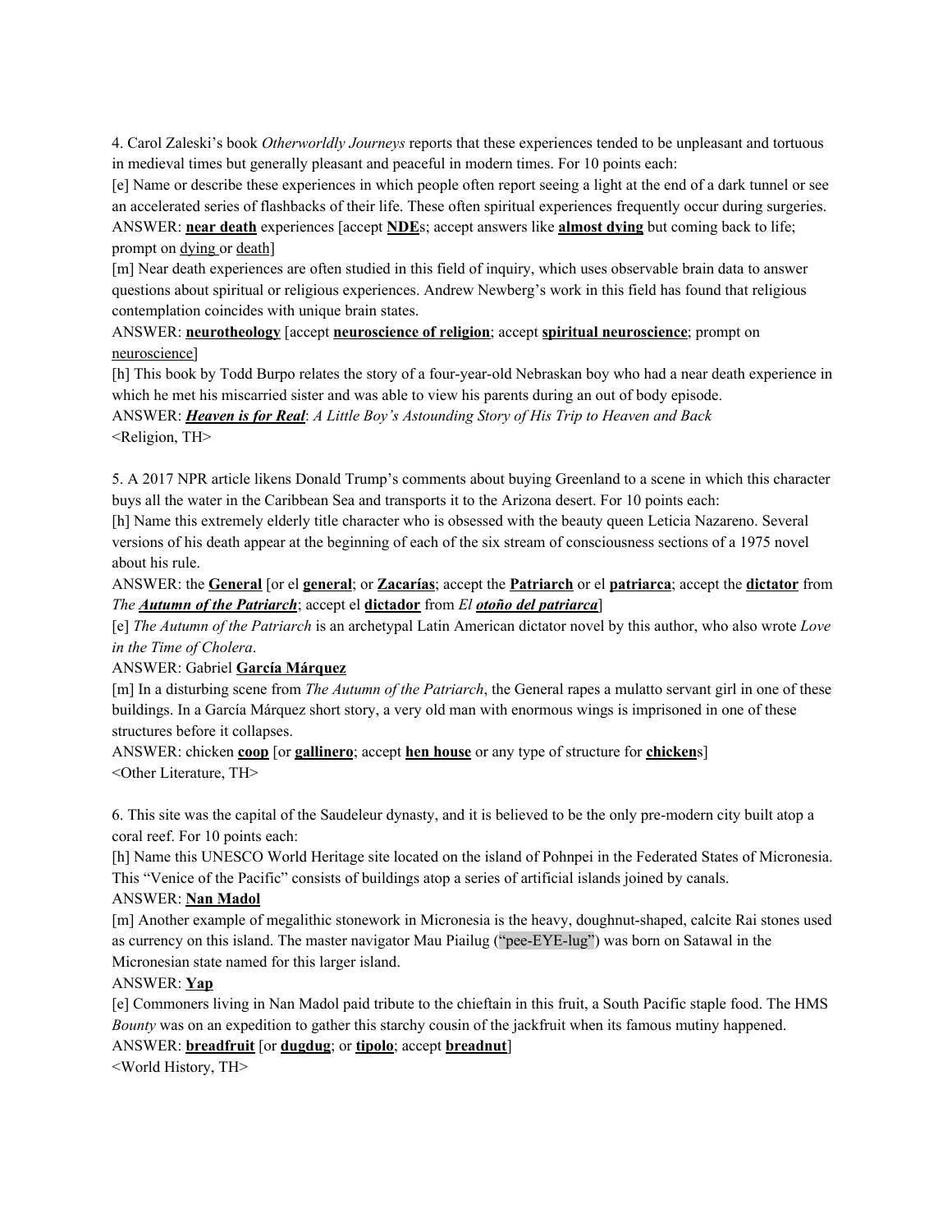4. Carol Zaleski's book *Otherworldly Journeys* reports that these experiences tended to be unpleasant and tortuous in medieval times but generally pleasant and peaceful in modern times. For 10 points each:

[e] Name or describe these experiences in which people often report seeing a light at the end of a dark tunnel or see an accelerated series of flashbacks of their life. These often spiritual experiences frequently occur during surgeries.

ANSWER: **near death** experiences [accept **NDE**s; accept answers like **almost dying** but coming back to life; prompt on dying or death]

[m] Near death experiences are often studied in this field of inquiry, which uses observable brain data to answer questions about spiritual or religious experiences. Andrew Newberg's work in this field has found that religious contemplation coincides with unique brain states.

ANSWER: **neurotheology** [accept **neuroscience of religion**; accept **spiritual neuroscience**; prompt on neuroscience]

[h] This book by Todd Burpo relates the story of a four-year-old Nebraskan boy who had a near death experience in which he met his miscarried sister and was able to view his parents during an out of body episode.

ANSWER: ***Heaven is for Real***: *A Little Boy's Astounding Story of His Trip to Heaven and Back*

<Religion, TH>

5. A 2017 NPR article likens Donald Trump's comments about buying Greenland to a scene in which this character buys all the water in the Caribbean Sea and transports it to the Arizona desert. For 10 points each:

[h] Name this extremely elderly title character who is obsessed with the beauty queen Leticia Nazareno. Several versions of his death appear at the beginning of each of the six stream of consciousness sections of a 1975 novel about his rule.

ANSWER: the **General** [or el **general**; or **Zacarías**; accept the **Patriarch** or el **patriarca**; accept the **dictator** from *The **Autumn of the Patriarch***; accept el **dictador** from *El **otoño del patriarca***]

[e] *The Autumn of the Patriarch* is an archetypal Latin American dictator novel by this author, who also wrote *Love in the Time of Cholera*.

ANSWER: Gabriel **García Márquez**

[m] In a disturbing scene from *The Autumn of the Patriarch*, the General rapes a mulatto servant girl in one of these buildings. In a García Márquez short story, a very old man with enormous wings is imprisoned in one of these structures before it collapses.

ANSWER: chicken **coop** [or **gallinero**; accept **hen house** or any type of structure for **chicken**s]

<Other Literature, TH>

6. This site was the capital of the Saudeleur dynasty, and it is believed to be the only pre-modern city built atop a coral reef. For 10 points each:

[h] Name this UNESCO World Heritage site located on the island of Pohnpei in the Federated States of Micronesia. This "Venice of the Pacific" consists of buildings atop a series of artificial islands joined by canals.

ANSWER: **Nan Madol**

[m] Another example of megalithic stonework in Micronesia is the heavy, doughnut-shaped, calcite Rai stones used as currency on this island. The master navigator Mau Piailug ("pee-EYE-lug") was born on Satawal in the Micronesian state named for this larger island.

ANSWER: **Yap**

[e] Commoners living in Nan Madol paid tribute to the chieftain in this fruit, a South Pacific staple food. The HMS *Bounty* was on an expedition to gather this starchy cousin of the jackfruit when its famous mutiny happened.

ANSWER: **breadfruit** [or **dugdug**; or **tipolo**; accept **breadnut**]

<World History, TH>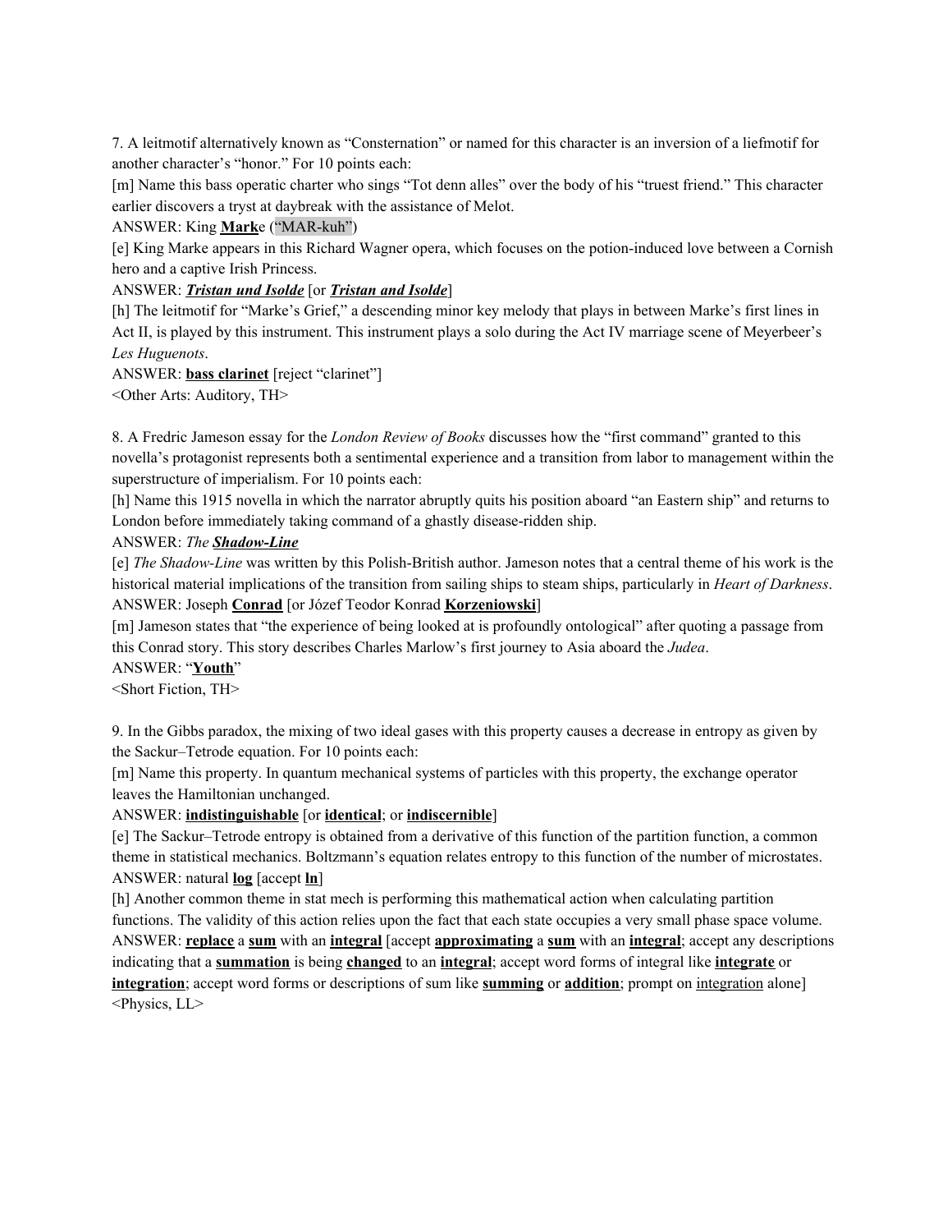7. A leitmotif alternatively known as "Consternation" or named for this character is an inversion of a liefmotif for another character's "honor." For 10 points each:

[m] Name this bass operatic charter who sings "Tot denn alles" over the body of his "truest friend." This character earlier discovers a tryst at daybreak with the assistance of Melot.

ANSWER: King **<u>Mark</u>**e ("MAR-kuh")

[e] King Marke appears in this Richard Wagner opera, which focuses on the potion-induced love between a Cornish hero and a captive Irish Princess.

ANSWER: ***<u>Tristan und Isolde</u>*** [or ***<u>Tristan and Isolde</u>***]

[h] The leitmotif for "Marke's Grief," a descending minor key melody that plays in between Marke's first lines in Act II, is played by this instrument. This instrument plays a solo during the Act IV marriage scene of Meyerbeer's *Les Huguenots*.

ANSWER: **<u>bass clarinet</u>** [reject "clarinet"]

<Other Arts: Auditory, TH>

8. A Fredric Jameson essay for the *London Review of Books* discusses how the "first command" granted to this novella's protagonist represents both a sentimental experience and a transition from labor to management within the superstructure of imperialism. For 10 points each:

[h] Name this 1915 novella in which the narrator abruptly quits his position aboard "an Eastern ship" and returns to London before immediately taking command of a ghastly disease-ridden ship.

ANSWER: *The* ***<u>Shadow-Line</u>***

[e] *The Shadow-Line* was written by this Polish-British author. Jameson notes that a central theme of his work is the historical material implications of the transition from sailing ships to steam ships, particularly in *Heart of Darkness*.

ANSWER: Joseph **<u>Conrad</u>** [or Józef Teodor Konrad **<u>Korzeniowski</u>**]

[m] Jameson states that "the experience of being looked at is profoundly ontological" after quoting a passage from this Conrad story. This story describes Charles Marlow's first journey to Asia aboard the *Judea*.

ANSWER: "**<u>Youth</u>**"

<Short Fiction, TH>

9. In the Gibbs paradox, the mixing of two ideal gases with this property causes a decrease in entropy as given by the Sackur–Tetrode equation. For 10 points each:

[m] Name this property. In quantum mechanical systems of particles with this property, the exchange operator leaves the Hamiltonian unchanged.

ANSWER: **<u>indistinguishable</u>** [or **<u>identical</u>**; or **<u>indiscernible</u>**]

[e] The Sackur–Tetrode entropy is obtained from a derivative of this function of the partition function, a common theme in statistical mechanics. Boltzmann's equation relates entropy to this function of the number of microstates.

ANSWER: natural **<u>log</u>** [accept **<u>ln</u>**]

[h] Another common theme in stat mech is performing this mathematical action when calculating partition functions. The validity of this action relies upon the fact that each state occupies a very small phase space volume.

ANSWER: **<u>replace</u>** a **<u>sum</u>** with an **<u>integral</u>** [accept **<u>approximating</u>** a **<u>sum</u>** with an **<u>integral</u>**; accept any descriptions indicating that a **<u>summation</u>** is being **<u>changed</u>** to an **<u>integral</u>**; accept word forms of integral like **<u>integrate</u>** or **<u>integration</u>**; accept word forms or descriptions of sum like **<u>summing</u>** or **<u>addition</u>**; prompt on <u>integration</u> alone]

<Physics, LL>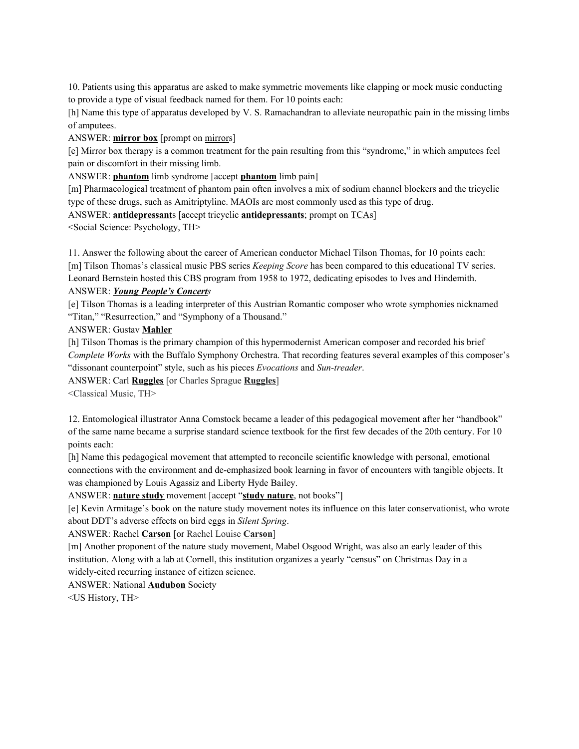10. Patients using this apparatus are asked to make symmetric movements like clapping or mock music conducting to provide a type of visual feedback named for them. For 10 points each:

[h] Name this type of apparatus developed by V. S. Ramachandran to alleviate neuropathic pain in the missing limbs of amputees.

ANSWER: **mirror box** [prompt on mirrors]

[e] Mirror box therapy is a common treatment for the pain resulting from this "syndrome," in which amputees feel pain or discomfort in their missing limb.

ANSWER: **phantom** limb syndrome [accept **phantom** limb pain]

[m] Pharmacological treatment of phantom pain often involves a mix of sodium channel blockers and the tricyclic type of these drugs, such as Amitriptyline. MAOIs are most commonly used as this type of drug.

ANSWER: **antidepressant**s [accept tricyclic **antidepressants**; prompt on TCAs]

<Social Science: Psychology, TH>

11. Answer the following about the career of American conductor Michael Tilson Thomas, for 10 points each:

[m] Tilson Thomas's classical music PBS series *Keeping Score* has been compared to this educational TV series. Leonard Bernstein hosted this CBS program from 1958 to 1972, dedicating episodes to Ives and Hindemith.

ANSWER: ***Young People's Concert****s*

[e] Tilson Thomas is a leading interpreter of this Austrian Romantic composer who wrote symphonies nicknamed "Titan," "Resurrection," and "Symphony of a Thousand."

ANSWER: Gustav **Mahler**

[h] Tilson Thomas is the primary champion of this hypermodernist American composer and recorded his brief *Complete Works* with the Buffalo Symphony Orchestra. That recording features several examples of this composer's "dissonant counterpoint" style, such as his pieces *Evocations* and *Sun-treader*.

ANSWER: Carl **Ruggles** [or Charles Sprague **Ruggles**]

<Classical Music, TH>

12. Entomological illustrator Anna Comstock became a leader of this pedagogical movement after her "handbook" of the same name became a surprise standard science textbook for the first few decades of the 20th century. For 10 points each:

[h] Name this pedagogical movement that attempted to reconcile scientific knowledge with personal, emotional connections with the environment and de-emphasized book learning in favor of encounters with tangible objects. It was championed by Louis Agassiz and Liberty Hyde Bailey.

ANSWER: **nature study** movement [accept "**study nature**, not books"]

[e] Kevin Armitage's book on the nature study movement notes its influence on this later conservationist, who wrote about DDT's adverse effects on bird eggs in *Silent Spring*.

ANSWER: Rachel **Carson** [or Rachel Louise **Carson**]

[m] Another proponent of the nature study movement, Mabel Osgood Wright, was also an early leader of this institution. Along with a lab at Cornell, this institution organizes a yearly "census" on Christmas Day in a widely-cited recurring instance of citizen science.

ANSWER: National **Audubon** Society

<US History, TH>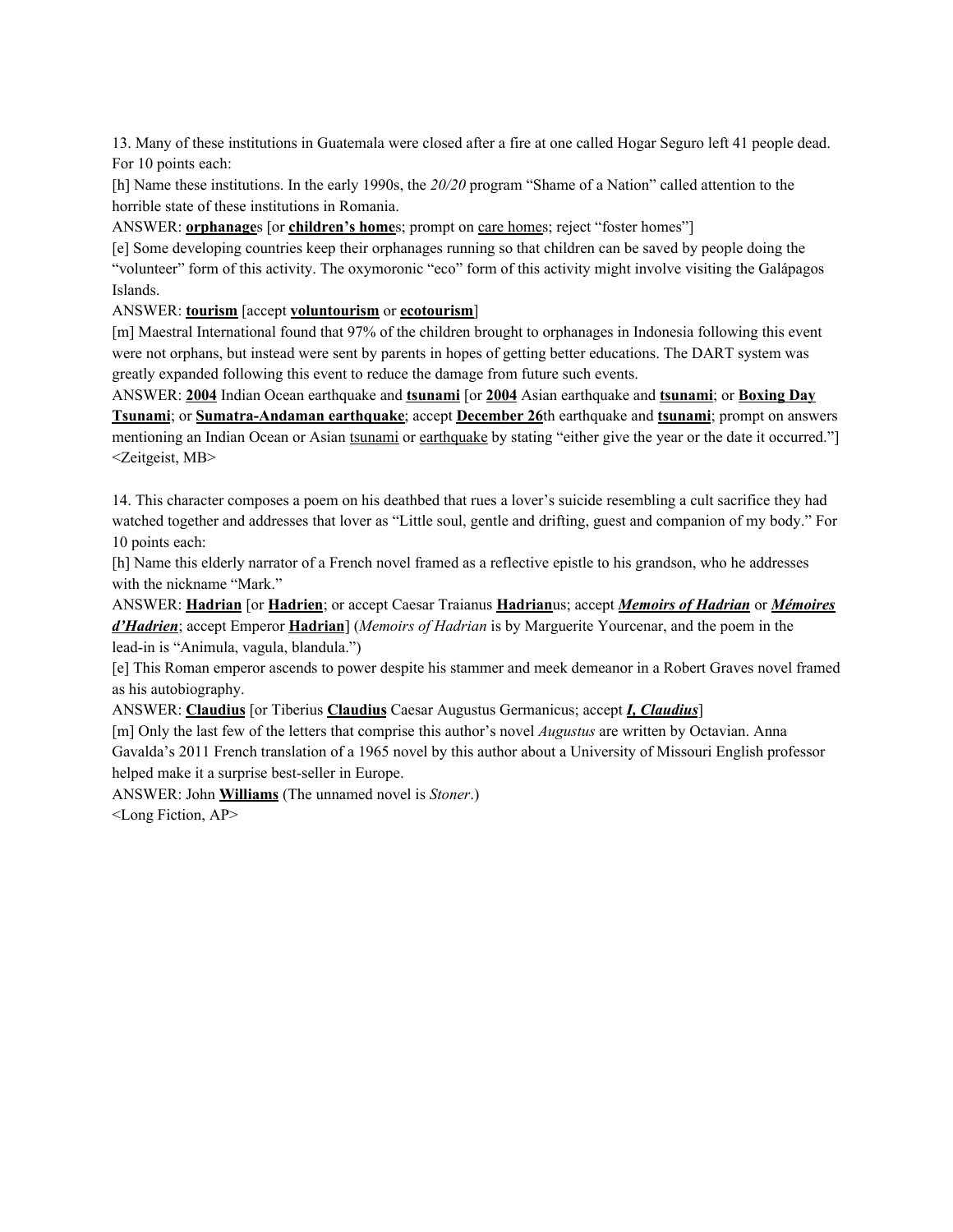13. Many of these institutions in Guatemala were closed after a fire at one called Hogar Seguro left 41 people dead. For 10 points each:

[h] Name these institutions. In the early 1990s, the *20/20* program "Shame of a Nation" called attention to the horrible state of these institutions in Romania.

ANSWER: **orphanage**s [or **children's home**s; prompt on care homes; reject "foster homes"]

[e] Some developing countries keep their orphanages running so that children can be saved by people doing the "volunteer" form of this activity. The oxymoronic "eco" form of this activity might involve visiting the Galápagos Islands.

ANSWER: **tourism** [accept **voluntourism** or **ecotourism**]

[m] Maestral International found that 97% of the children brought to orphanages in Indonesia following this event were not orphans, but instead were sent by parents in hopes of getting better educations. The DART system was greatly expanded following this event to reduce the damage from future such events.

ANSWER: **2004** Indian Ocean earthquake and **tsunami** [or **2004** Asian earthquake and **tsunami**; or **Boxing Day Tsunami**; or **Sumatra-Andaman earthquake**; accept **December 26**th earthquake and **tsunami**; prompt on answers mentioning an Indian Ocean or Asian tsunami or earthquake by stating "either give the year or the date it occurred."]

<Zeitgeist, MB>

14. This character composes a poem on his deathbed that rues a lover's suicide resembling a cult sacrifice they had watched together and addresses that lover as "Little soul, gentle and drifting, guest and companion of my body." For 10 points each:

[h] Name this elderly narrator of a French novel framed as a reflective epistle to his grandson, who he addresses with the nickname "Mark."

ANSWER: **Hadrian** [or **Hadrien**; or accept Caesar Traianus **Hadrian**us; accept ***Memoirs of Hadrian*** or ***Mémoires d'Hadrien***; accept Emperor **Hadrian**] (*Memoirs of Hadrian* is by Marguerite Yourcenar, and the poem in the lead-in is "Animula, vagula, blandula.")

[e] This Roman emperor ascends to power despite his stammer and meek demeanor in a Robert Graves novel framed as his autobiography.

ANSWER: **Claudius** [or Tiberius **Claudius** Caesar Augustus Germanicus; accept ***I, Claudius***]

[m] Only the last few of the letters that comprise this author's novel *Augustus* are written by Octavian. Anna Gavalda's 2011 French translation of a 1965 novel by this author about a University of Missouri English professor helped make it a surprise best-seller in Europe.

ANSWER: John **Williams** (The unnamed novel is *Stoner*.)

<Long Fiction, AP>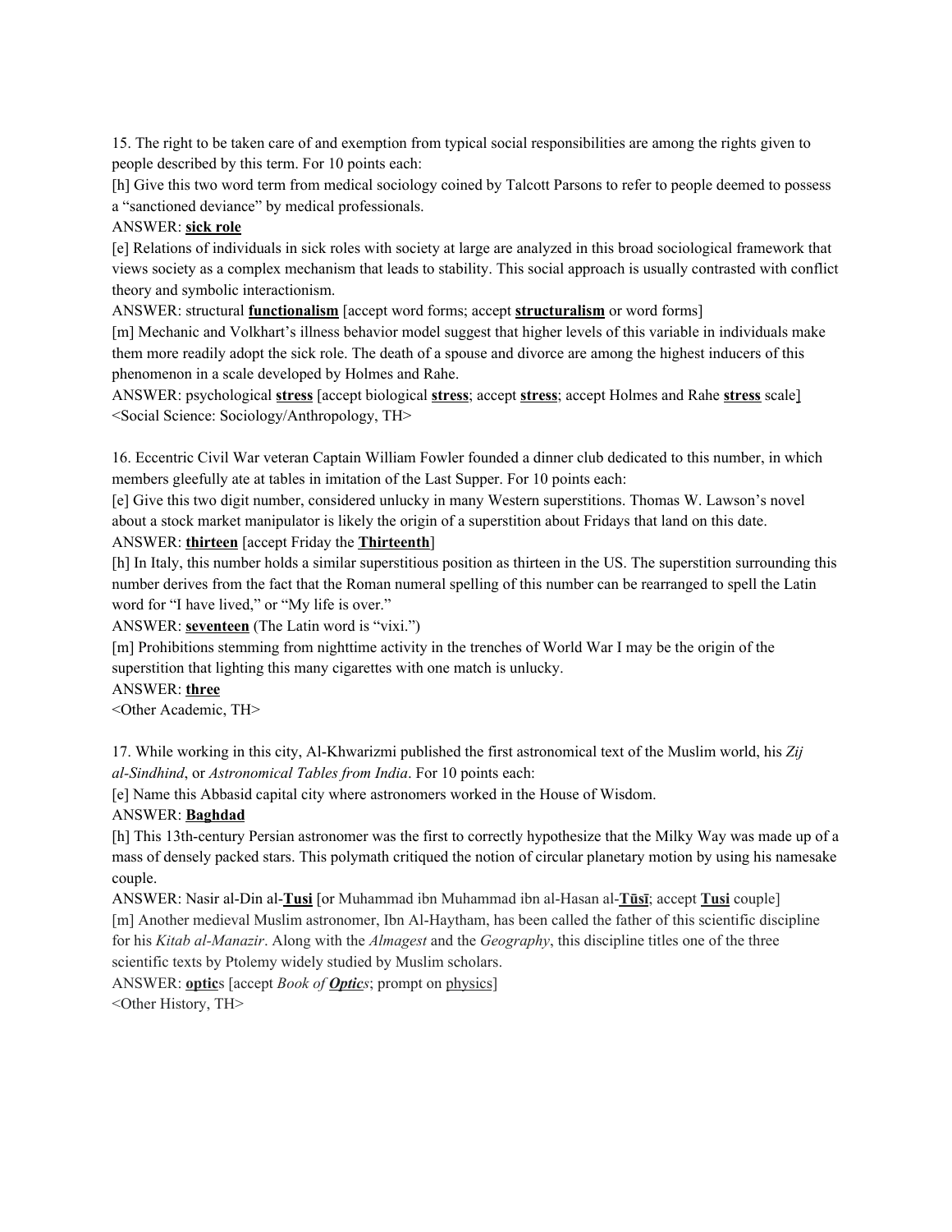15. The right to be taken care of and exemption from typical social responsibilities are among the rights given to people described by this term. For 10 points each:

[h] Give this two word term from medical sociology coined by Talcott Parsons to refer to people deemed to possess a "sanctioned deviance" by medical professionals.

ANSWER: **sick role**

[e] Relations of individuals in sick roles with society at large are analyzed in this broad sociological framework that views society as a complex mechanism that leads to stability. This social approach is usually contrasted with conflict theory and symbolic interactionism.

ANSWER: structural **functionalism** [accept word forms; accept **structuralism** or word forms]

[m] Mechanic and Volkhart's illness behavior model suggest that higher levels of this variable in individuals make them more readily adopt the sick role. The death of a spouse and divorce are among the highest inducers of this phenomenon in a scale developed by Holmes and Rahe.

ANSWER: psychological **stress** [accept biological **stress**; accept **stress**; accept Holmes and Rahe **stress** scale]

<Social Science: Sociology/Anthropology, TH>

16. Eccentric Civil War veteran Captain William Fowler founded a dinner club dedicated to this number, in which members gleefully ate at tables in imitation of the Last Supper. For 10 points each:

[e] Give this two digit number, considered unlucky in many Western superstitions. Thomas W. Lawson's novel about a stock market manipulator is likely the origin of a superstition about Fridays that land on this date.

ANSWER: **thirteen** [accept Friday the **Thirteenth**]

[h] In Italy, this number holds a similar superstitious position as thirteen in the US. The superstition surrounding this number derives from the fact that the Roman numeral spelling of this number can be rearranged to spell the Latin word for "I have lived," or "My life is over."

ANSWER: **seventeen** (The Latin word is "vixi.")

[m] Prohibitions stemming from nighttime activity in the trenches of World War I may be the origin of the superstition that lighting this many cigarettes with one match is unlucky.

ANSWER: **three**

<Other Academic, TH>

17. While working in this city, Al-Khwarizmi published the first astronomical text of the Muslim world, his *Zij al-Sindhind*, or *Astronomical Tables from India*. For 10 points each:

[e] Name this Abbasid capital city where astronomers worked in the House of Wisdom.

ANSWER: **Baghdad**

[h] This 13th-century Persian astronomer was the first to correctly hypothesize that the Milky Way was made up of a mass of densely packed stars. This polymath critiqued the notion of circular planetary motion by using his namesake couple.

ANSWER: Nasir al-Din al-**Tusi** [or Muhammad ibn Muhammad ibn al-Hasan al-**Tūsī**; accept **Tusi** couple]

[m] Another medieval Muslim astronomer, Ibn Al-Haytham, has been called the father of this scientific discipline for his *Kitab al-Manazir*. Along with the *Almagest* and the *Geography*, this discipline titles one of the three scientific texts by Ptolemy widely studied by Muslim scholars.

ANSWER: **optic**s [accept *Book of **Optic**s*; prompt on physics]

<Other History, TH>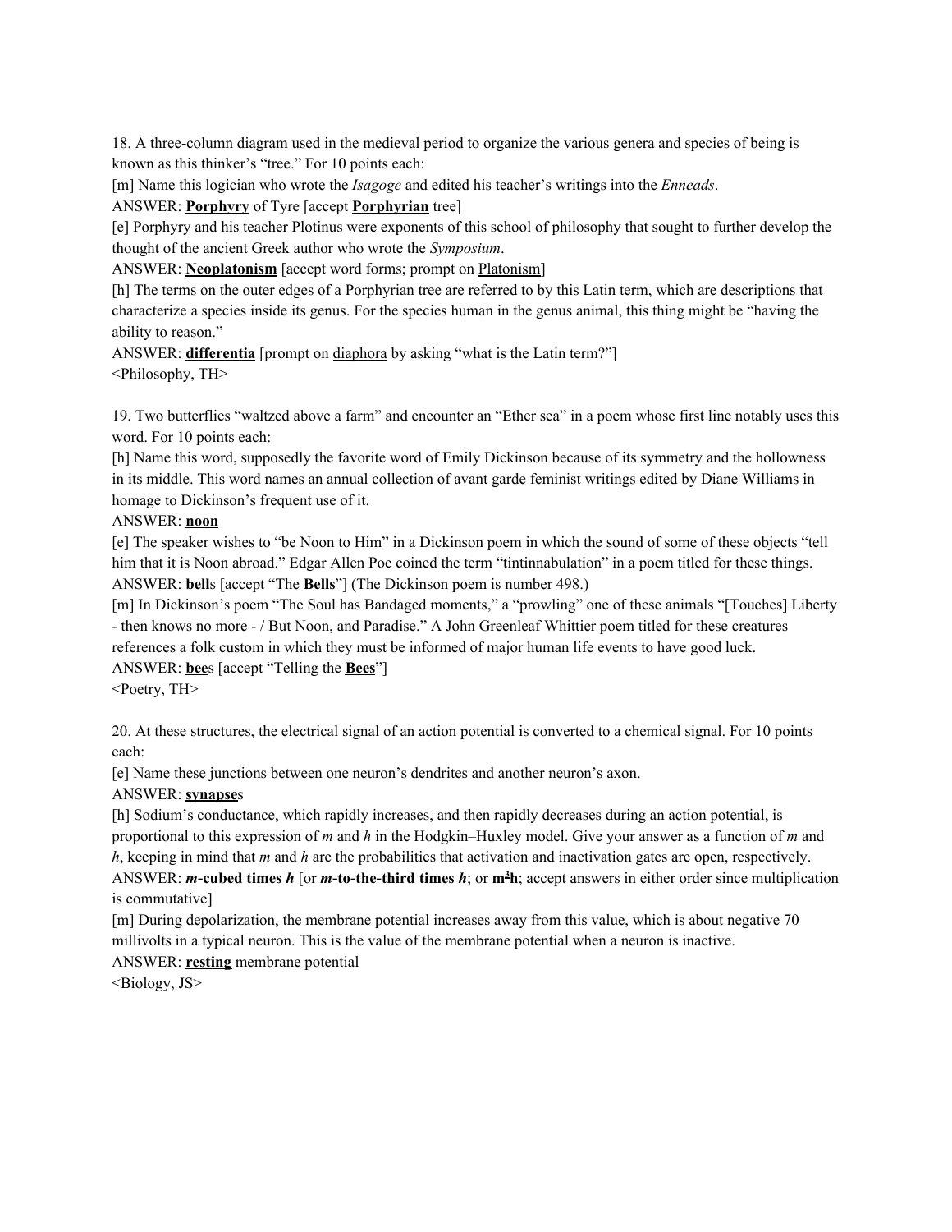18. A three-column diagram used in the medieval period to organize the various genera and species of being is known as this thinker's "tree." For 10 points each:

[m] Name this logician who wrote the *Isagoge* and edited his teacher's writings into the *Enneads*.

ANSWER: **Porphyry** of Tyre [accept **Porphyrian** tree]

[e] Porphyry and his teacher Plotinus were exponents of this school of philosophy that sought to further develop the thought of the ancient Greek author who wrote the *Symposium*.

ANSWER: **Neoplatonism** [accept word forms; prompt on Platonism]

[h] The terms on the outer edges of a Porphyrian tree are referred to by this Latin term, which are descriptions that characterize a species inside its genus. For the species human in the genus animal, this thing might be "having the ability to reason."

ANSWER: **differentia** [prompt on diaphora by asking "what is the Latin term?"]

<Philosophy, TH>

19. Two butterflies "waltzed above a farm" and encounter an "Ether sea" in a poem whose first line notably uses this word. For 10 points each:

[h] Name this word, supposedly the favorite word of Emily Dickinson because of its symmetry and the hollowness in its middle. This word names an annual collection of avant garde feminist writings edited by Diane Williams in homage to Dickinson's frequent use of it.

ANSWER: **noon**

[e] The speaker wishes to "be Noon to Him" in a Dickinson poem in which the sound of some of these objects "tell him that it is Noon abroad." Edgar Allen Poe coined the term "tintinnabulation" in a poem titled for these things.

ANSWER: **bell**s [accept "The **Bells**"] (The Dickinson poem is number 498.)

[m] In Dickinson's poem "The Soul has Bandaged moments," a "prowling" one of these animals "[Touches] Liberty - then knows no more - / But Noon, and Paradise." A John Greenleaf Whittier poem titled for these creatures references a folk custom in which they must be informed of major human life events to have good luck.

ANSWER: **bee**s [accept "Telling the **Bees**"]

<Poetry, TH>

20. At these structures, the electrical signal of an action potential is converted to a chemical signal. For 10 points each:

[e] Name these junctions between one neuron's dendrites and another neuron's axon.

ANSWER: **synapse**s

[h] Sodium's conductance, which rapidly increases, and then rapidly decreases during an action potential, is proportional to this expression of *m* and *h* in the Hodgkin–Huxley model. Give your answer as a function of *m* and *h*, keeping in mind that *m* and *h* are the probabilities that activation and inactivation gates are open, respectively.

ANSWER: ***m*-cubed times *h*** [or ***m*-to-the-third times *h***; or $m^3h$; accept answers in either order since multiplication is commutative]

[m] During depolarization, the membrane potential increases away from this value, which is about negative 70 millivolts in a typical neuron. This is the value of the membrane potential when a neuron is inactive.

ANSWER: **resting** membrane potential

<Biology, JS>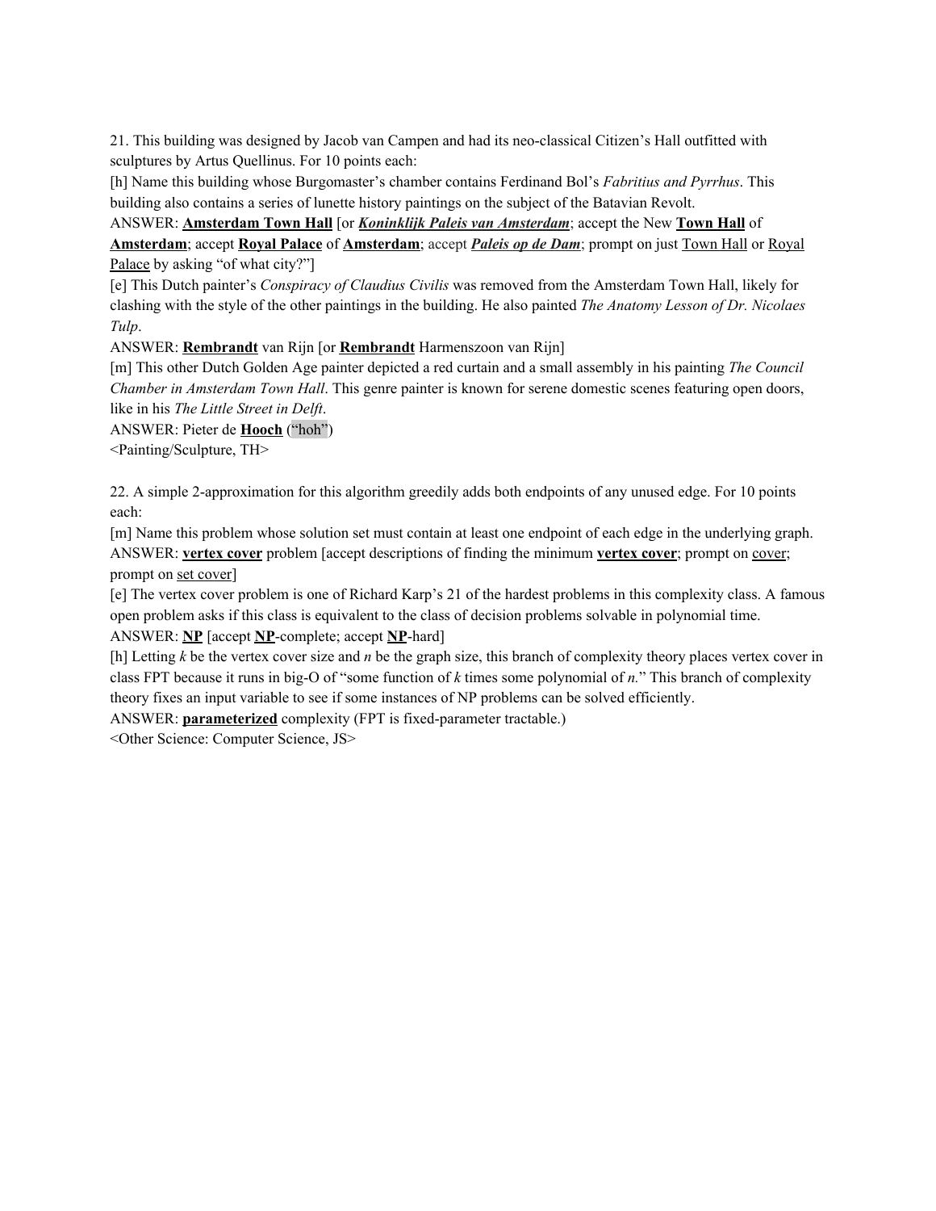21. This building was designed by Jacob van Campen and had its neo-classical Citizen's Hall outfitted with sculptures by Artus Quellinus. For 10 points each:

[h] Name this building whose Burgomaster's chamber contains Ferdinand Bol's *Fabritius and Pyrrhus*. This building also contains a series of lunette history paintings on the subject of the Batavian Revolt.

ANSWER: **Amsterdam Town Hall** [or ***Koninklijk Paleis van Amsterdam***; accept the New **Town Hall** of **Amsterdam**; accept **Royal Palace** of **Amsterdam**; accept ***Paleis op de Dam***; prompt on just Town Hall or Royal Palace by asking "of what city?"]

[e] This Dutch painter's *Conspiracy of Claudius Civilis* was removed from the Amsterdam Town Hall, likely for clashing with the style of the other paintings in the building. He also painted *The Anatomy Lesson of Dr. Nicolaes Tulp*.

ANSWER: **Rembrandt** van Rijn [or **Rembrandt** Harmenszoon van Rijn]

[m] This other Dutch Golden Age painter depicted a red curtain and a small assembly in his painting *The Council Chamber in Amsterdam Town Hall*. This genre painter is known for serene domestic scenes featuring open doors, like in his *The Little Street in Delft*.

ANSWER: Pieter de **Hooch** ("hoh")

<Painting/Sculpture, TH>

22. A simple 2-approximation for this algorithm greedily adds both endpoints of any unused edge. For 10 points each:

[m] Name this problem whose solution set must contain at least one endpoint of each edge in the underlying graph.

ANSWER: **vertex cover** problem [accept descriptions of finding the minimum **vertex cover**; prompt on cover; prompt on set cover]

[e] The vertex cover problem is one of Richard Karp's 21 of the hardest problems in this complexity class. A famous open problem asks if this class is equivalent to the class of decision problems solvable in polynomial time.

ANSWER: **NP** [accept **NP**-complete; accept **NP**-hard]

[h] Letting *k* be the vertex cover size and *n* be the graph size, this branch of complexity theory places vertex cover in class FPT because it runs in big-O of "some function of *k* times some polynomial of *n*." This branch of complexity theory fixes an input variable to see if some instances of NP problems can be solved efficiently.

ANSWER: **parameterized** complexity (FPT is fixed-parameter tractable.)

<Other Science: Computer Science, JS>